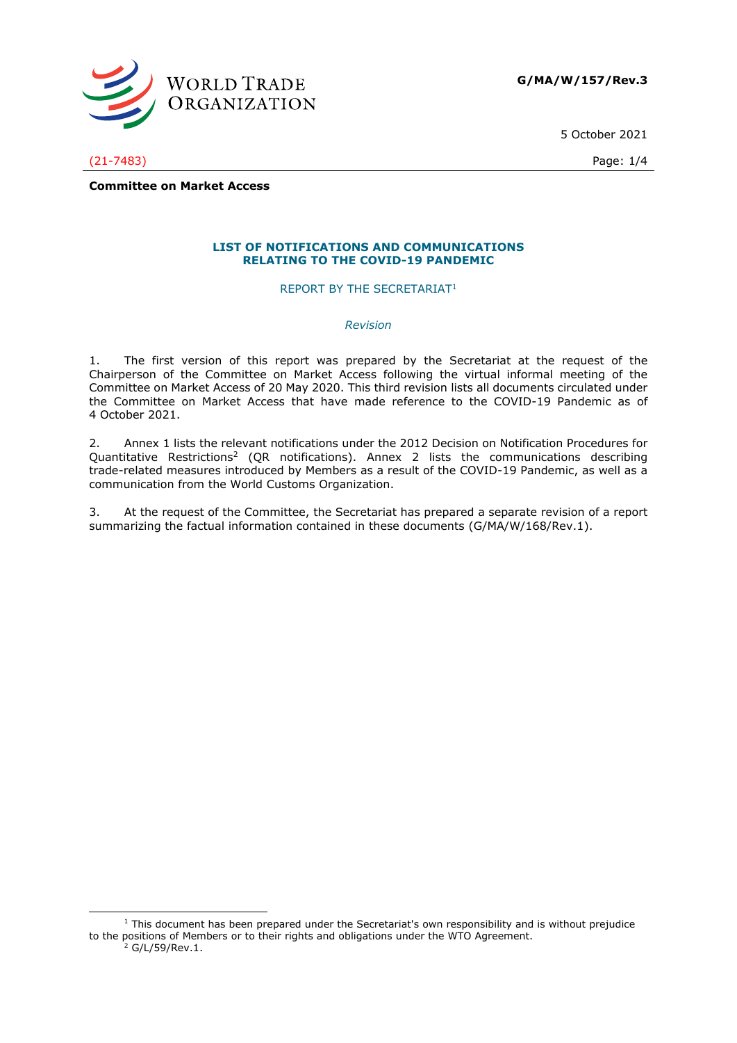G/MA/W/157/Rev.3

5 October 2021

(21-7483)

**Committee on Market Access**

# LIST OF NOTIFICATIONS AND COMMUNICATIONS RELATING TO THE COVID-19 PANDEMIC

REPORT BY THE SECRETARIAT[1]

*Revision*

1. The first version of this report was prepared by the Secretariat at the request of the Chairperson of the Committee on Market Access following the virtual informal meeting of the Committee on Market Access of 20 May 2020. This third revision lists all documents circulated under the Committee on Market Access that have made reference to the COVID-19 Pandemic as of 4 October 2021.

2. Annex 1 lists the relevant notifications under the 2012 Decision on Notification Procedures for Quantitative Restrictions[2] (QR notifications). Annex 2 lists the communications describing trade-related measures introduced by Members as a result of the COVID-19 Pandemic, as well as a communication from the World Customs Organization.

3. At the request of the Committee, the Secretariat has prepared a separate revision of a report summarizing the factual information contained in these documents (G/MA/W/168/Rev.1).

---

[1] This document has been prepared under the Secretariat's own responsibility and is without prejudice to the positions of Members or to their rights and obligations under the WTO Agreement.

[2] G/L/59/Rev.1.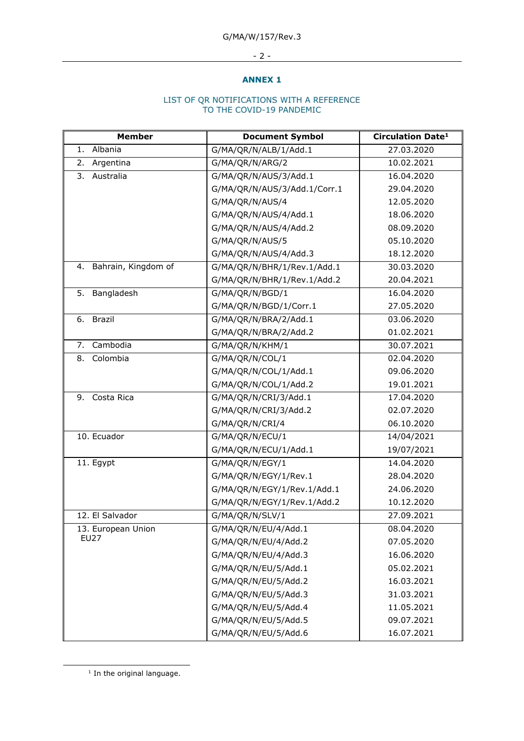## ANNEX 1

LIST OF QR NOTIFICATIONS WITH A REFERENCE TO THE COVID-19 PANDEMIC

| Member | Document Symbol | Circulation Date[1] |
|---|---|---|
| 1. Albania | G/MA/QR/N/ALB/1/Add.1 | 27.03.2020 |
| 2. Argentina | G/MA/QR/N/ARG/2 | 10.02.2021 |
| 3. Australia | G/MA/QR/N/AUS/3/Add.1 | 16.04.2020 |
| | G/MA/QR/N/AUS/3/Add.1/Corr.1 | 29.04.2020 |
| | G/MA/QR/N/AUS/4 | 12.05.2020 |
| | G/MA/QR/N/AUS/4/Add.1 | 18.06.2020 |
| | G/MA/QR/N/AUS/4/Add.2 | 08.09.2020 |
| | G/MA/QR/N/AUS/5 | 05.10.2020 |
| | G/MA/QR/N/AUS/4/Add.3 | 18.12.2020 |
| 4. Bahrain, Kingdom of | G/MA/QR/N/BHR/1/Rev.1/Add.1 | 30.03.2020 |
| | G/MA/QR/N/BHR/1/Rev.1/Add.2 | 20.04.2021 |
| 5. Bangladesh | G/MA/QR/N/BGD/1 | 16.04.2020 |
| | G/MA/QR/N/BGD/1/Corr.1 | 27.05.2020 |
| 6. Brazil | G/MA/QR/N/BRA/2/Add.1 | 03.06.2020 |
| | G/MA/QR/N/BRA/2/Add.2 | 01.02.2021 |
| 7. Cambodia | G/MA/QR/N/KHM/1 | 30.07.2021 |
| 8. Colombia | G/MA/QR/N/COL/1 | 02.04.2020 |
| | G/MA/QR/N/COL/1/Add.1 | 09.06.2020 |
| | G/MA/QR/N/COL/1/Add.2 | 19.01.2021 |
| 9. Costa Rica | G/MA/QR/N/CRI/3/Add.1 | 17.04.2020 |
| | G/MA/QR/N/CRI/3/Add.2 | 02.07.2020 |
| | G/MA/QR/N/CRI/4 | 06.10.2020 |
| 10. Ecuador | G/MA/QR/N/ECU/1 | 14/04/2021 |
| | G/MA/QR/N/ECU/1/Add.1 | 19/07/2021 |
| 11. Egypt | G/MA/QR/N/EGY/1 | 14.04.2020 |
| | G/MA/QR/N/EGY/1/Rev.1 | 28.04.2020 |
| | G/MA/QR/N/EGY/1/Rev.1/Add.1 | 24.06.2020 |
| | G/MA/QR/N/EGY/1/Rev.1/Add.2 | 10.12.2020 |
| 12. El Salvador | G/MA/QR/N/SLV/1 | 27.09.2021 |
| 13. European Union EU27 | G/MA/QR/N/EU/4/Add.1 | 08.04.2020 |
| | G/MA/QR/N/EU/4/Add.2 | 07.05.2020 |
| | G/MA/QR/N/EU/4/Add.3 | 16.06.2020 |
| | G/MA/QR/N/EU/5/Add.1 | 05.02.2021 |
| | G/MA/QR/N/EU/5/Add.2 | 16.03.2021 |
| | G/MA/QR/N/EU/5/Add.3 | 31.03.2021 |
| | G/MA/QR/N/EU/5/Add.4 | 11.05.2021 |
| | G/MA/QR/N/EU/5/Add.5 | 09.07.2021 |
| | G/MA/QR/N/EU/5/Add.6 | 16.07.2021 |

[1] In the original language.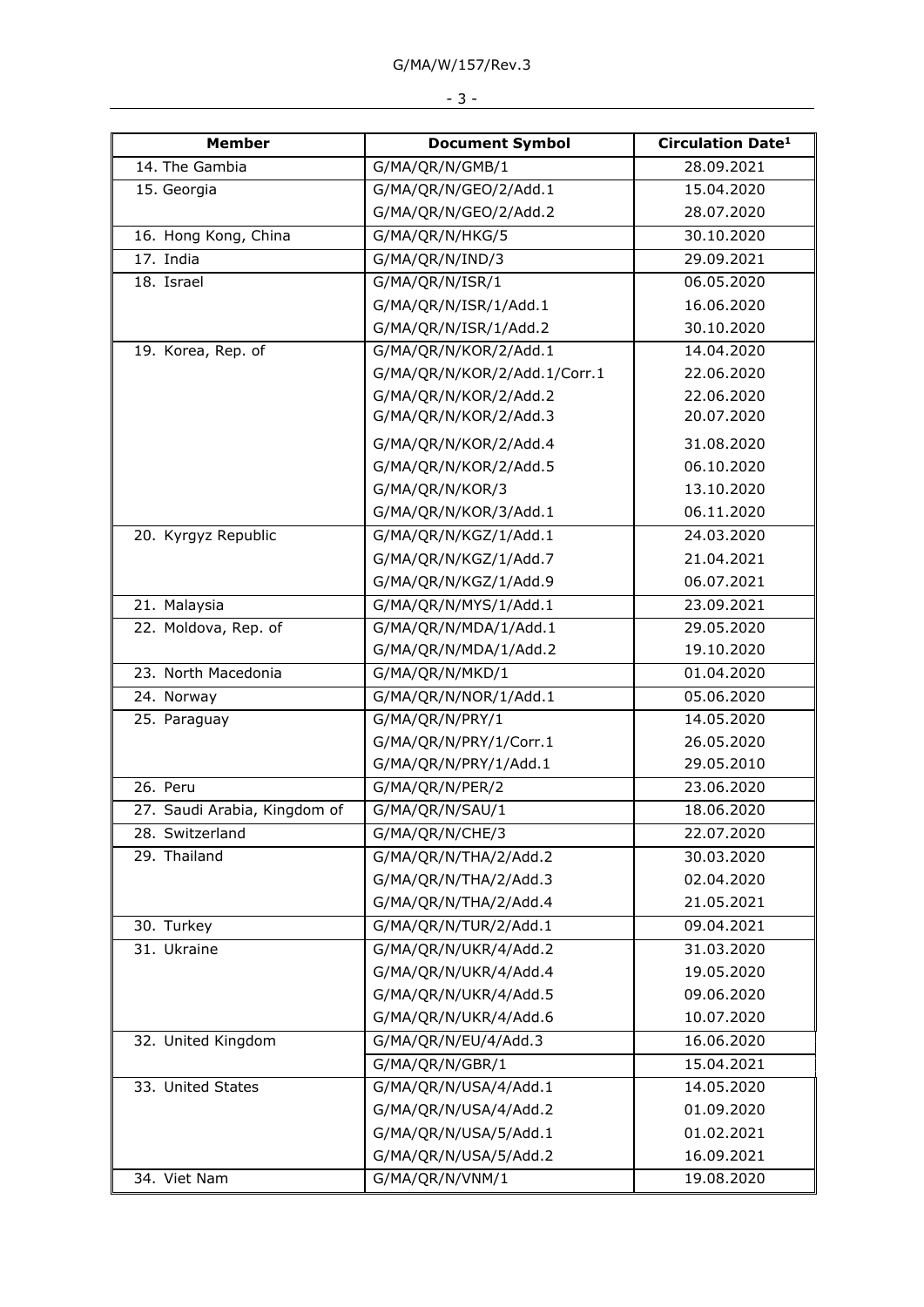| Member | Document Symbol | Circulation Date[1] |
|---|---|---|
| 14. The Gambia | G/MA/QR/N/GMB/1 | 28.09.2021 |
| 15. Georgia | G/MA/QR/N/GEO/2/Add.1 | 15.04.2020 |
| | G/MA/QR/N/GEO/2/Add.2 | 28.07.2020 |
| 16. Hong Kong, China | G/MA/QR/N/HKG/5 | 30.10.2020 |
| 17. India | G/MA/QR/N/IND/3 | 29.09.2021 |
| 18. Israel | G/MA/QR/N/ISR/1 | 06.05.2020 |
| | G/MA/QR/N/ISR/1/Add.1 | 16.06.2020 |
| | G/MA/QR/N/ISR/1/Add.2 | 30.10.2020 |
| 19. Korea, Rep. of | G/MA/QR/N/KOR/2/Add.1 | 14.04.2020 |
| | G/MA/QR/N/KOR/2/Add.1/Corr.1 | 22.06.2020 |
| | G/MA/QR/N/KOR/2/Add.2 | 22.06.2020 |
| | G/MA/QR/N/KOR/2/Add.3 | 20.07.2020 |
| | G/MA/QR/N/KOR/2/Add.4 | 31.08.2020 |
| | G/MA/QR/N/KOR/2/Add.5 | 06.10.2020 |
| | G/MA/QR/N/KOR/3 | 13.10.2020 |
| | G/MA/QR/N/KOR/3/Add.1 | 06.11.2020 |
| 20. Kyrgyz Republic | G/MA/QR/N/KGZ/1/Add.1 | 24.03.2020 |
| | G/MA/QR/N/KGZ/1/Add.7 | 21.04.2021 |
| | G/MA/QR/N/KGZ/1/Add.9 | 06.07.2021 |
| 21. Malaysia | G/MA/QR/N/MYS/1/Add.1 | 23.09.2021 |
| 22. Moldova, Rep. of | G/MA/QR/N/MDA/1/Add.1 | 29.05.2020 |
| | G/MA/QR/N/MDA/1/Add.2 | 19.10.2020 |
| 23. North Macedonia | G/MA/QR/N/MKD/1 | 01.04.2020 |
| 24. Norway | G/MA/QR/N/NOR/1/Add.1 | 05.06.2020 |
| 25. Paraguay | G/MA/QR/N/PRY/1 | 14.05.2020 |
| | G/MA/QR/N/PRY/1/Corr.1 | 26.05.2020 |
| | G/MA/QR/N/PRY/1/Add.1 | 29.05.2010 |
| 26. Peru | G/MA/QR/N/PER/2 | 23.06.2020 |
| 27. Saudi Arabia, Kingdom of | G/MA/QR/N/SAU/1 | 18.06.2020 |
| 28. Switzerland | G/MA/QR/N/CHE/3 | 22.07.2020 |
| 29. Thailand | G/MA/QR/N/THA/2/Add.2 | 30.03.2020 |
| | G/MA/QR/N/THA/2/Add.3 | 02.04.2020 |
| | G/MA/QR/N/THA/2/Add.4 | 21.05.2021 |
| 30. Turkey | G/MA/QR/N/TUR/2/Add.1 | 09.04.2021 |
| 31. Ukraine | G/MA/QR/N/UKR/4/Add.2 | 31.03.2020 |
| | G/MA/QR/N/UKR/4/Add.4 | 19.05.2020 |
| | G/MA/QR/N/UKR/4/Add.5 | 09.06.2020 |
| | G/MA/QR/N/UKR/4/Add.6 | 10.07.2020 |
| 32. United Kingdom | G/MA/QR/N/EU/4/Add.3 | 16.06.2020 |
| | G/MA/QR/N/GBR/1 | 15.04.2021 |
| 33. United States | G/MA/QR/N/USA/4/Add.1 | 14.05.2020 |
| | G/MA/QR/N/USA/4/Add.2 | 01.09.2020 |
| | G/MA/QR/N/USA/5/Add.1 | 01.02.2021 |
| | G/MA/QR/N/USA/5/Add.2 | 16.09.2021 |
| 34. Viet Nam | G/MA/QR/N/VNM/1 | 19.08.2020 |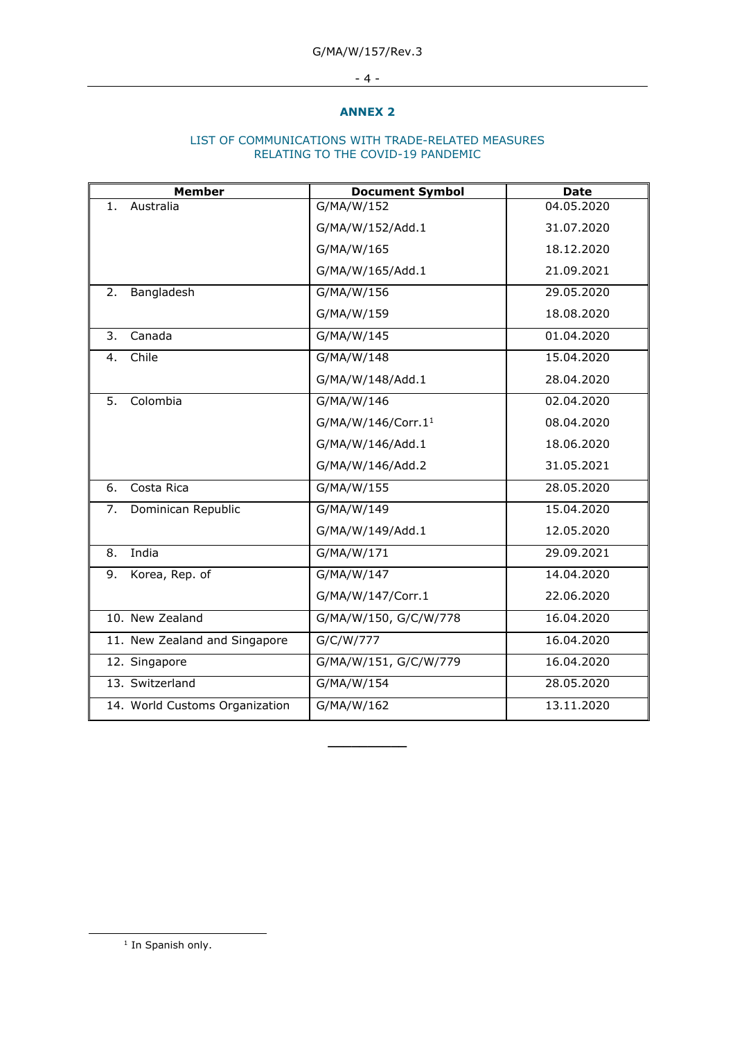## ANNEX 2

### LIST OF COMMUNICATIONS WITH TRADE-RELATED MEASURES RELATING TO THE COVID-19 PANDEMIC

| Member | Document Symbol | Date |
|---|---|---|
| 1. Australia | G/MA/W/152 | 04.05.2020 |
| | G/MA/W/152/Add.1 | 31.07.2020 |
| | G/MA/W/165 | 18.12.2020 |
| | G/MA/W/165/Add.1 | 21.09.2021 |
| 2. Bangladesh | G/MA/W/156 | 29.05.2020 |
| | G/MA/W/159 | 18.08.2020 |
| 3. Canada | G/MA/W/145 | 01.04.2020 |
| 4. Chile | G/MA/W/148 | 15.04.2020 |
| | G/MA/W/148/Add.1 | 28.04.2020 |
| 5. Colombia | G/MA/W/146 | 02.04.2020 |
| | G/MA/W/146/Corr.1[1] | 08.04.2020 |
| | G/MA/W/146/Add.1 | 18.06.2020 |
| | G/MA/W/146/Add.2 | 31.05.2021 |
| 6. Costa Rica | G/MA/W/155 | 28.05.2020 |
| 7. Dominican Republic | G/MA/W/149 | 15.04.2020 |
| | G/MA/W/149/Add.1 | 12.05.2020 |
| 8. India | G/MA/W/171 | 29.09.2021 |
| 9. Korea, Rep. of | G/MA/W/147 | 14.04.2020 |
| | G/MA/W/147/Corr.1 | 22.06.2020 |
| 10. New Zealand | G/MA/W/150, G/C/W/778 | 16.04.2020 |
| 11. New Zealand and Singapore | G/C/W/777 | 16.04.2020 |
| 12. Singapore | G/MA/W/151, G/C/W/779 | 16.04.2020 |
| 13. Switzerland | G/MA/W/154 | 28.05.2020 |
| 14. World Customs Organization | G/MA/W/162 | 13.11.2020 |

__________

[1] In Spanish only.